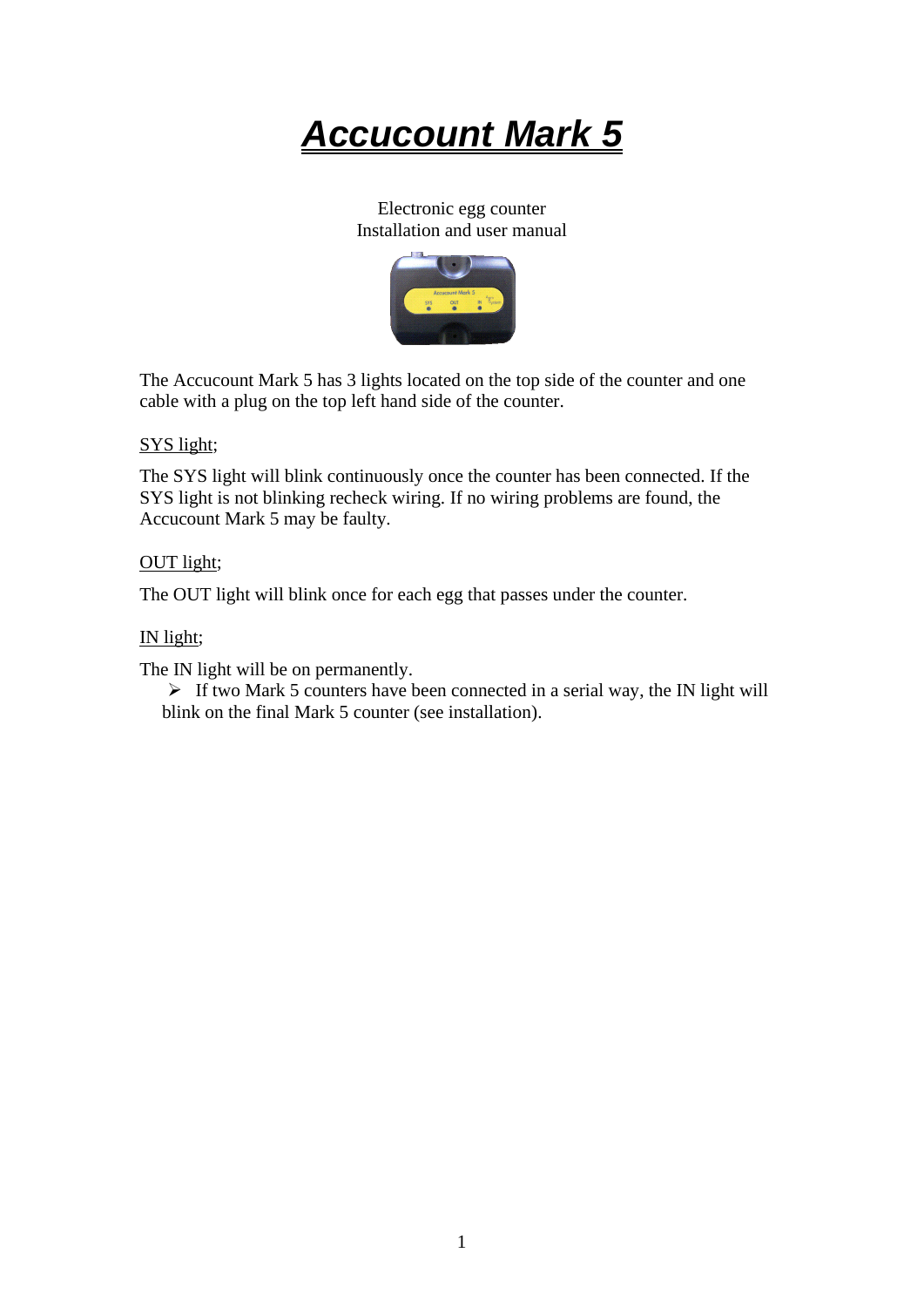# ***Accucount Mark 5***

Electronic egg counter
Installation and user manual

The Accucount Mark 5 has 3 lights located on the top side of the counter and one cable with a plug on the top left hand side of the counter.

<u>SYS light</u>;

The SYS light will blink continuously once the counter has been connected. If the SYS light is not blinking recheck wiring. If no wiring problems are found, the Accucount Mark 5 may be faulty.

<u>OUT light</u>;

The OUT light will blink once for each egg that passes under the counter.

<u>IN light</u>;

The IN light will be on permanently.

- If two Mark 5 counters have been connected in a serial way, the IN light will blink on the final Mark 5 counter (see installation).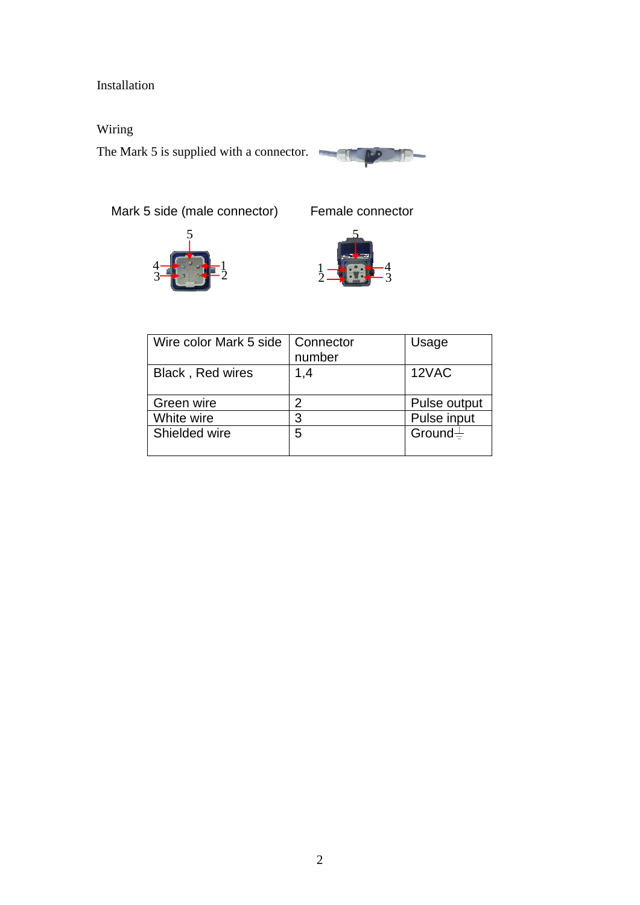# Installation

## Wiring

The Mark 5 is supplied with a connector.

Mark 5 side (male connector)

Female connector

| Wire color Mark 5 side | Connector number | Usage |
|---|---|---|
| Black , Red wires | 1,4 | 12VAC |
| Green wire | 2 | Pulse output |
| White wire | 3 | Pulse input |
| Shielded wire | 5 | Ground⏚ |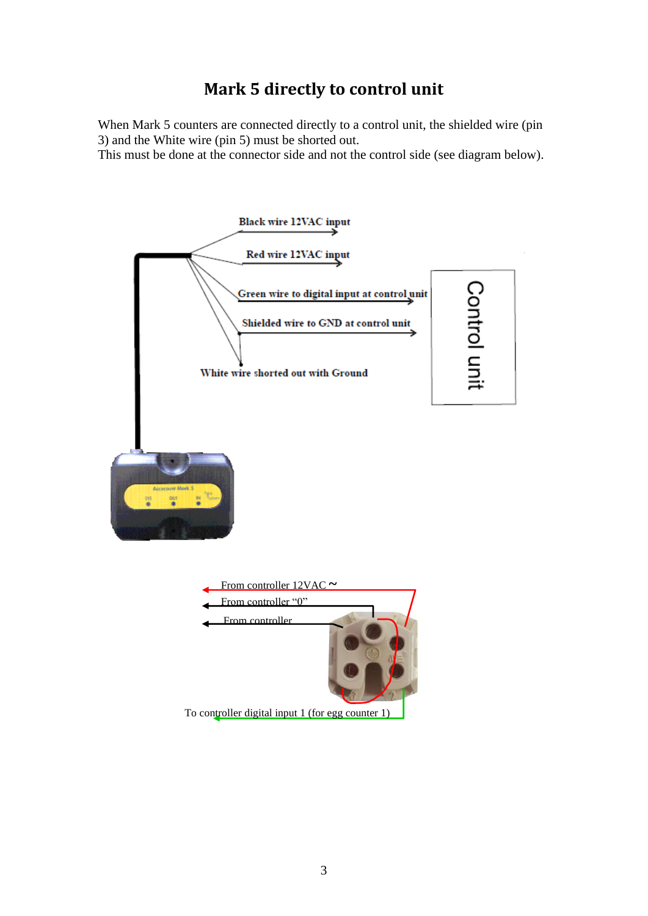# Mark 5 directly to control unit

When Mark 5 counters are connected directly to a control unit, the shielded wire (pin 3) and the White wire (pin 5) must be shorted out.
This must be done at the connector side and not the control side (see diagram below).

Black wire 12VAC input

Red wire 12VAC input

Green wire to digital input at control unit

Shielded wire to GND at control unit

White wire shorted out with Ground

Control unit

From controller 12VAC ~

From controller "0"

From controller

To controller digital input 1 (for egg counter 1)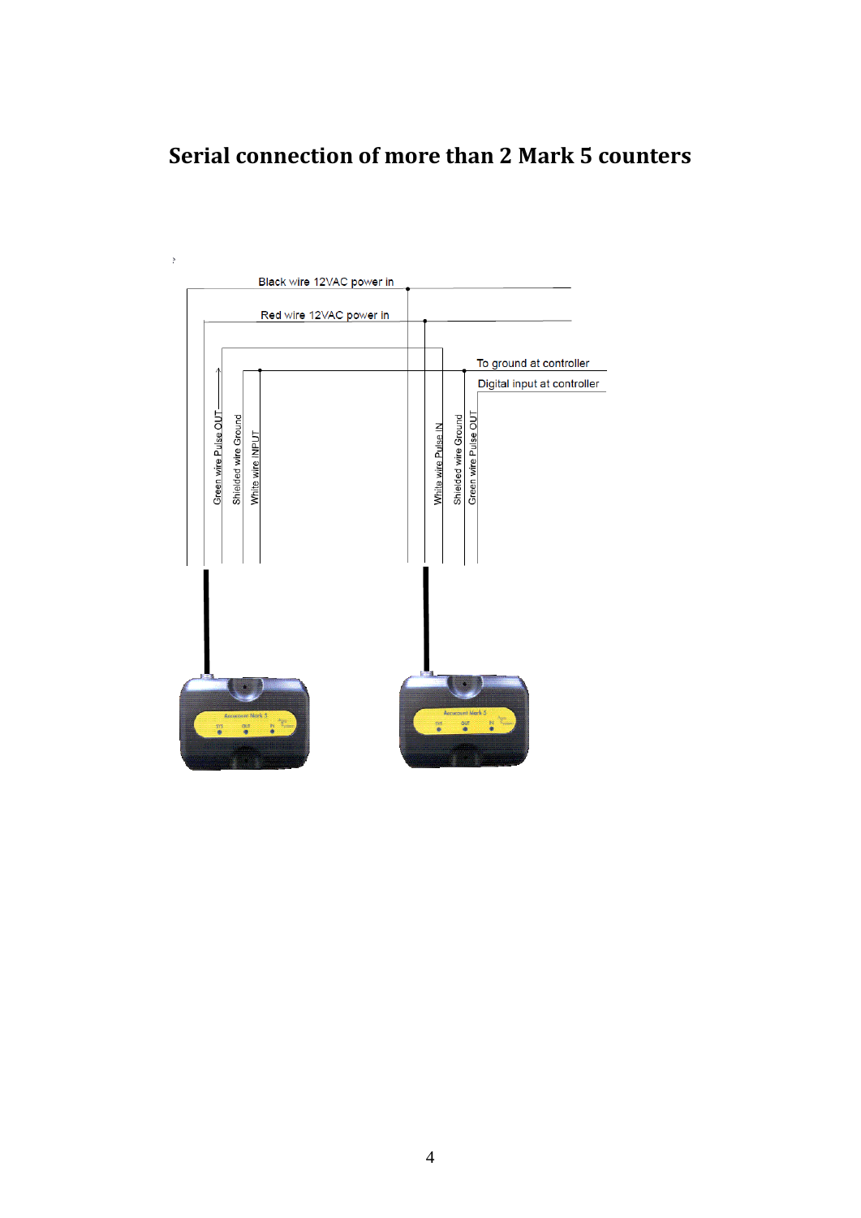# Serial connection of more than 2 Mark 5 counters

Black wire 12VAC power in

Red wire 12VAC power in

To ground at controller

Digital input at controller

Green wire Pulse OUT

Shielded wire Ground

White wire INPUT

White wire Pulse IN

Shielded wire Ground

Green wire Pulse OUT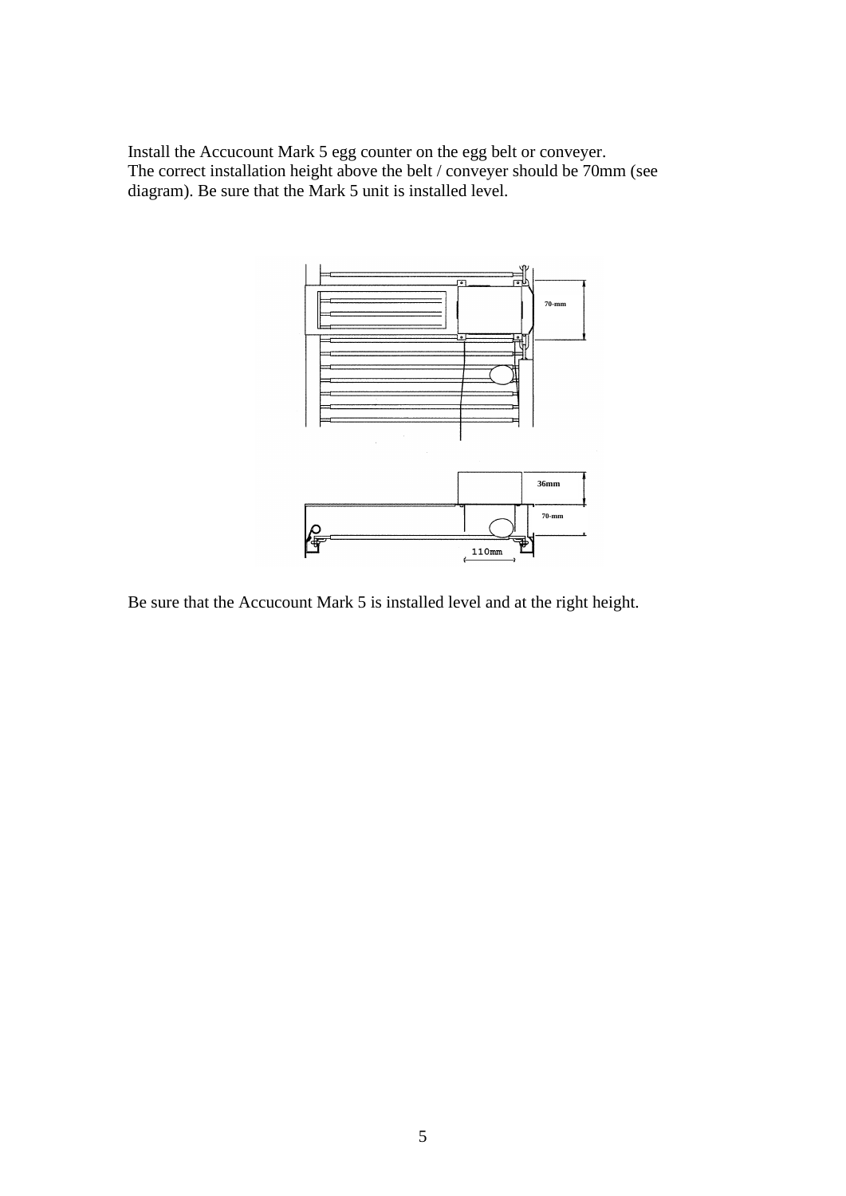Install the Accucount Mark 5 egg counter on the egg belt or conveyer.
The correct installation height above the belt / conveyer should be 70mm (see diagram). Be sure that the Mark 5 unit is installed level.

70-mm

36mm

70-mm

110mm

Be sure that the Accucount Mark 5 is installed level and at the right height.